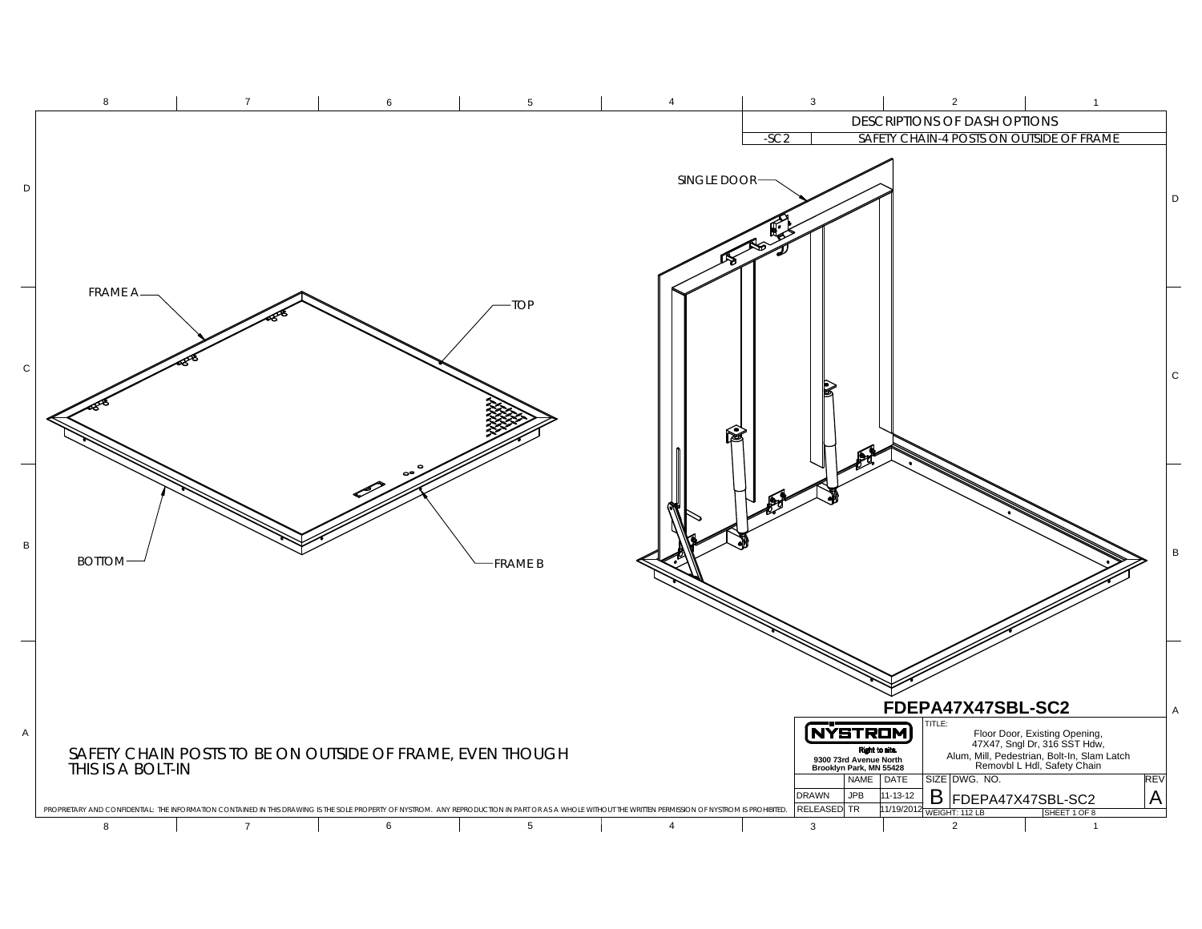| DESCRIPTIONS OF DASH OPTIONS | |
| --- | --- |
| -SC2 | SAFETY CHAIN-4 POSTS ON OUTSIDE OF FRAME |

FRAME A

TOP

BOTTOM

FRAME B

SINGLE DOOR

SAFETY CHAIN POSTS TO BE ON OUTSIDE OF FRAME, EVEN THOUGH THIS IS A BOLT-IN

# FDEPA47X47SBL-SC2

**NYSTROM**
Right to site.
9300 73rd Avenue North
Brooklyn Park, MN 55428

TITLE: Floor Door, Existing Opening, 47X47, Sngl Dr, 316 SST Hdw, Alum, Mill, Pedestrian, Bolt-In, Slam Latch Removbl L Hdl, Safety Chain

| | NAME | DATE | SIZE | DWG. NO. | REV |
| --- | --- | --- | --- | --- | --- |
| DRAWN | JPB | 11-13-12 | B | FDEPA47X47SBL-SC2 | A |
| RELEASED | TR | 11/19/2012 | WEIGHT: 112 LB | SHEET 1 OF 8 | |

PROPRIETARY AND CONFIDENTIAL: THE INFORMATION CONTAINED IN THIS DRAWING IS THE SOLE PROPERTY OF NYSTROM. ANY REPRODUCTION IN PART OR AS A WHOLE WITHOUT THE WRITTEN PERMISSION OF NYSTROM IS PROHIBITED.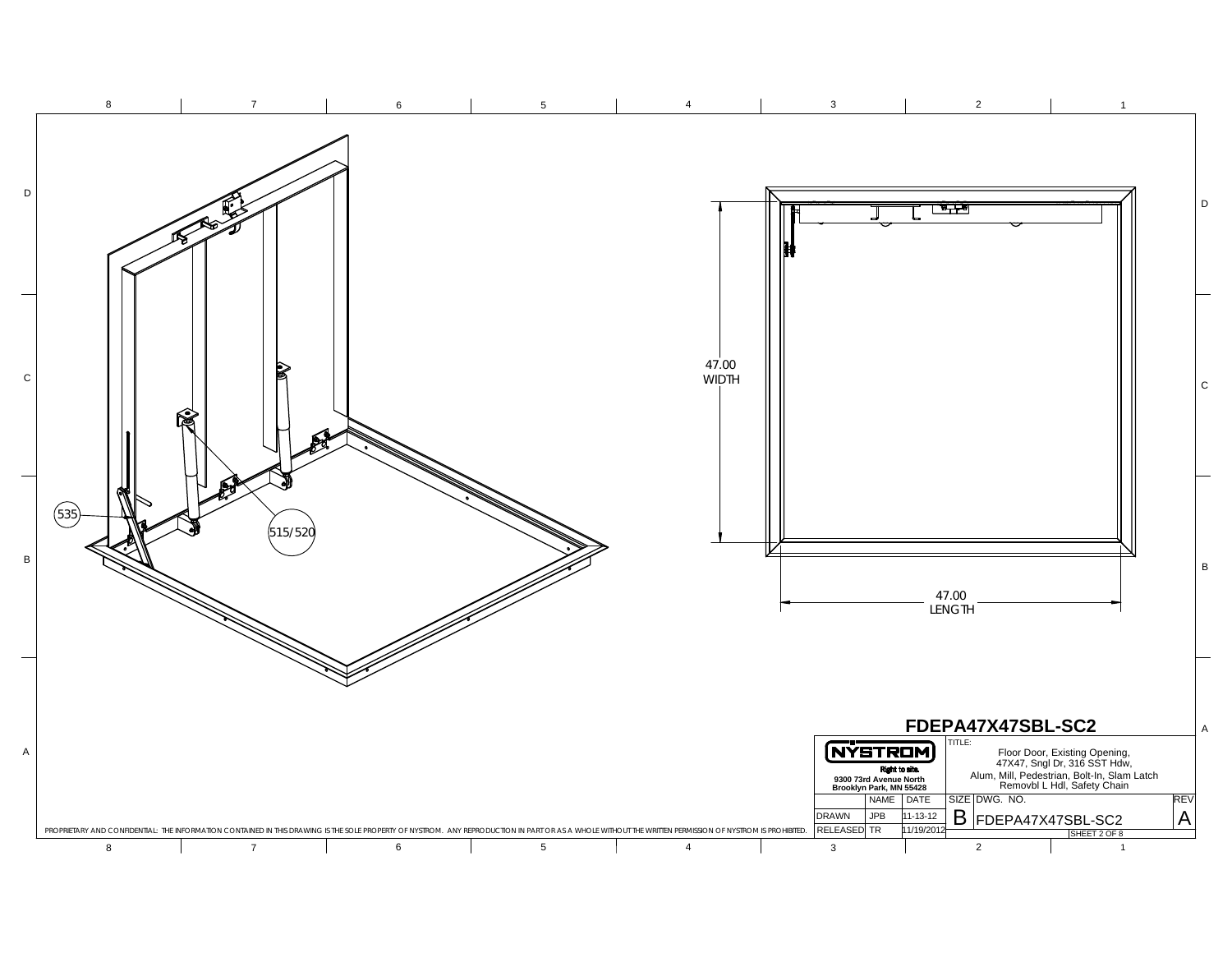535

515/520

47.00
WIDTH

47.00
LENGTH

# FDEPA47X47SBL-SC2

**NYSTROM**
Right to site.
9300 73rd Avenue North
Brooklyn Park, MN 55428

TITLE:
Floor Door, Existing Opening,
47X47, Sngl Dr, 316 SST Hdw,
Alum, Mill, Pedestrian, Bolt-In, Slam Latch
Removbl L Hdl, Safety Chain

| | NAME | DATE |
|---|---|---|
| DRAWN | JPB | 11-13-12 |
| RELEASED | TR | 11/19/2012 |

| SIZE | DWG. NO. | REV |
|---|---|---|
| B | FDEPA47X47SBL-SC2 | A |

SHEET 2 OF 8

PROPRIETARY AND CONFIDENTIAL: THE INFORMATION CONTAINED IN THIS DRAWING IS THE SOLE PROPERTY OF NYSTROM. ANY REPRODUCTION IN PART OR AS A WHOLE WITHOUT THE WRITTEN PERMISSION OF NYSTROM IS PROHIBITED.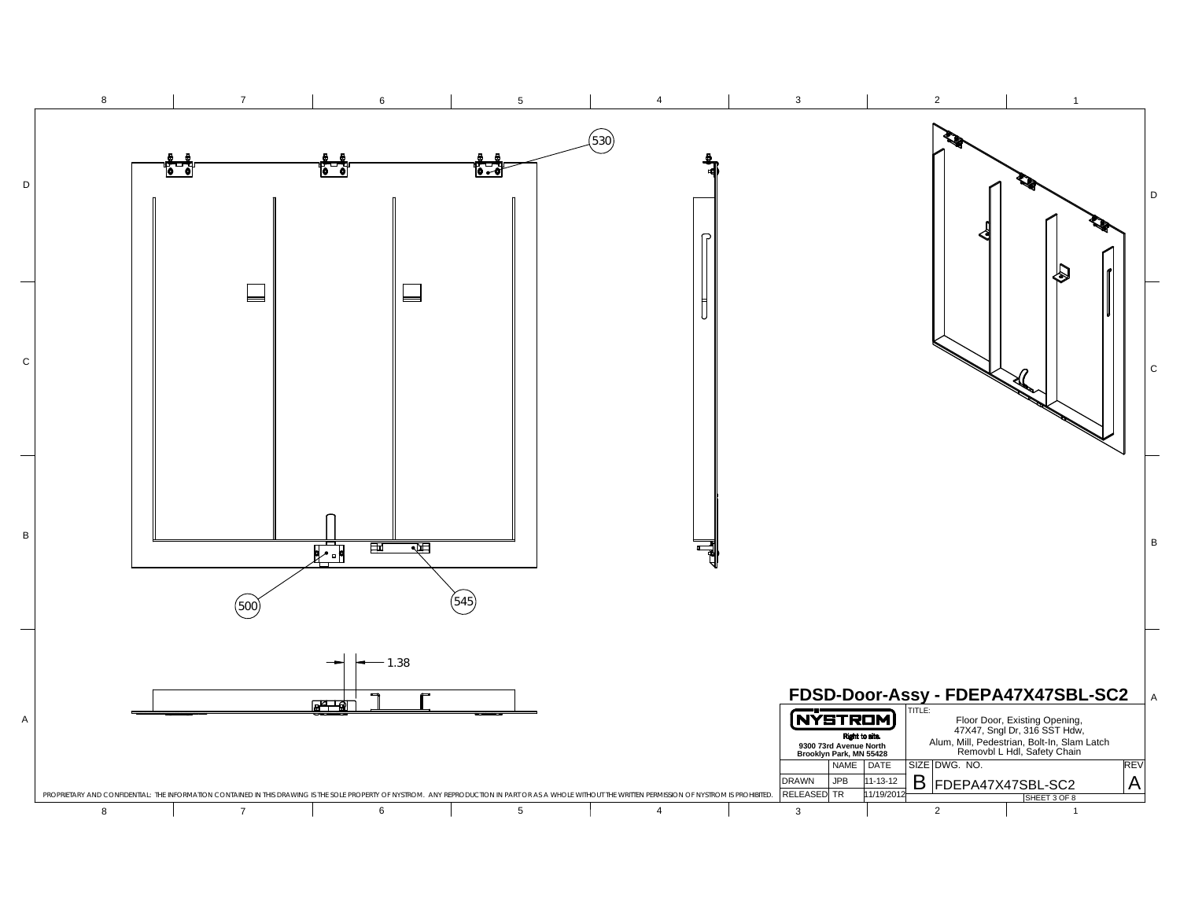530

500

545

1.38

## FDSD-Door-Assy - FDEPA47X47SBL-SC2

**NYSTROM**
Right to site.
9300 73rd Avenue North
Brooklyn Park, MN 55428

TITLE:
Floor Door, Existing Opening,
47X47, Sngl Dr, 316 SST Hdw,
Alum, Mill, Pedestrian, Bolt-In, Slam Latch
Removbl L Hdl, Safety Chain

| | NAME | DATE |
|---|---|---|
| DRAWN | JPB | 11-13-12 |
| RELEASED | TR | 11/19/2012 |

| SIZE | DWG. NO. | REV |
|---|---|---|
| B | FDEPA47X47SBL-SC2 | A |

SHEET 3 OF 8

PROPRIETARY AND CONFIDENTIAL: THE INFORMATION CONTAINED IN THIS DRAWING IS THE SOLE PROPERTY OF NYSTROM. ANY REPRODUCTION IN PART OR AS A WHOLE WITHOUT THE WRITTEN PERMISSION OF NYSTROM IS PROHIBITED.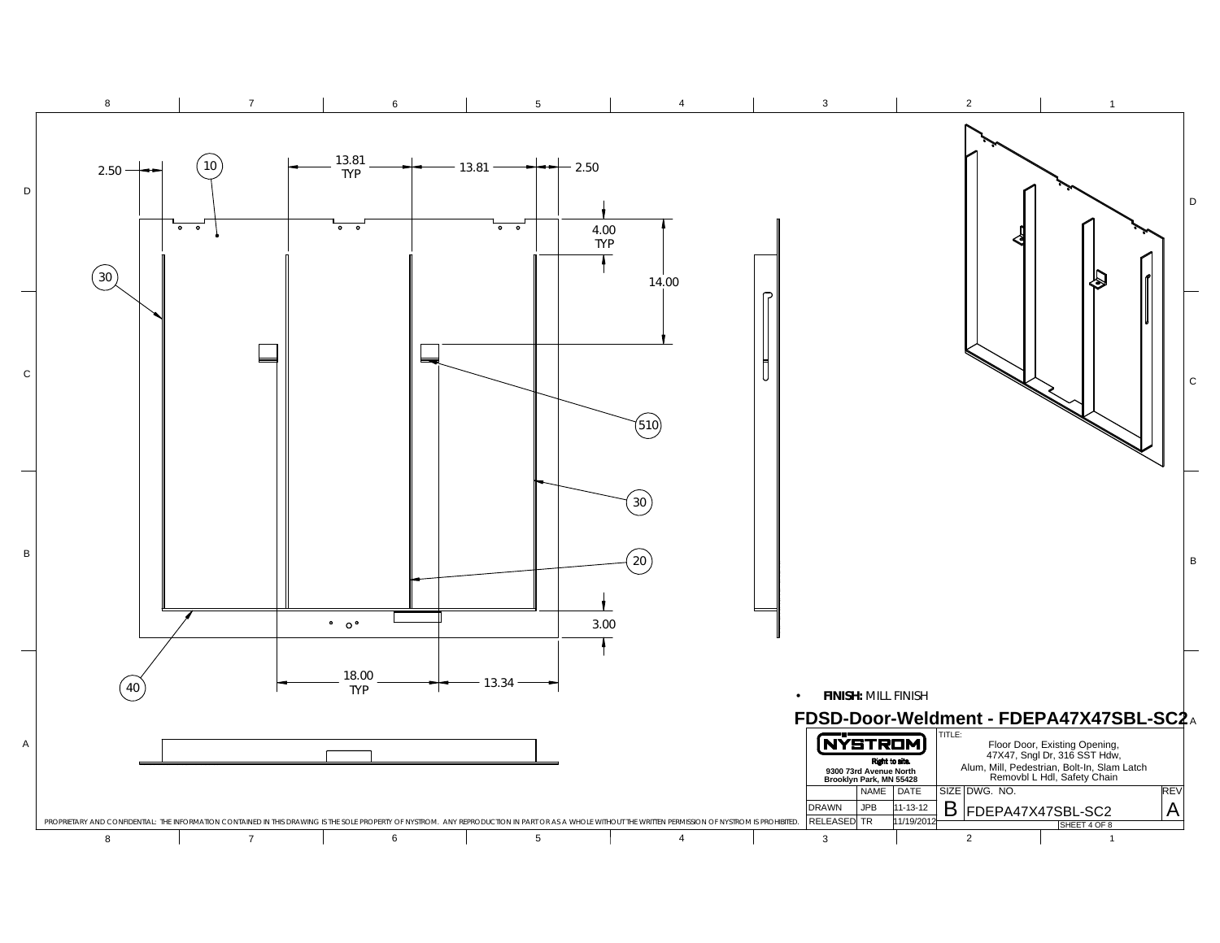2.50 | 10 | 13.81 TYP | 13.81 | 2.50

4.00 TYP

14.00

30

510

30

20

3.00

40

18.00 TYP | 13.34

- **FINISH:** MILL FINISH

# FDSD-Door-Weldment - FDEPA47X47SBL-SC2

| NYSTROM Right to site. 9300 73rd Avenue North Brooklyn Park, MN 55428 | | | TITLE: Floor Door, Existing Opening, 47X47, Sngl Dr, 316 SST Hdw, Alum, Mill, Pedestrian, Bolt-In, Slam Latch Removbl L Hdl, Safety Chain | | |
|---|---|---|---|---|---|
| | NAME | DATE | SIZE | DWG. NO. | REV |
| DRAWN | JPB | 11-13-12 | B | FDEPA47X47SBL-SC2 | A |
| RELEASED | TR | 11/19/2012 | | SHEET 4 OF 8 | |

PROPRIETARY AND CONFIDENTIAL: THE INFORMATION CONTAINED IN THIS DRAWING IS THE SOLE PROPERTY OF NYSTROM. ANY REPRODUCTION IN PART OR AS A WHOLE WITHOUT THE WRITTEN PERMISSION OF NYSTROM IS PROHIBITED.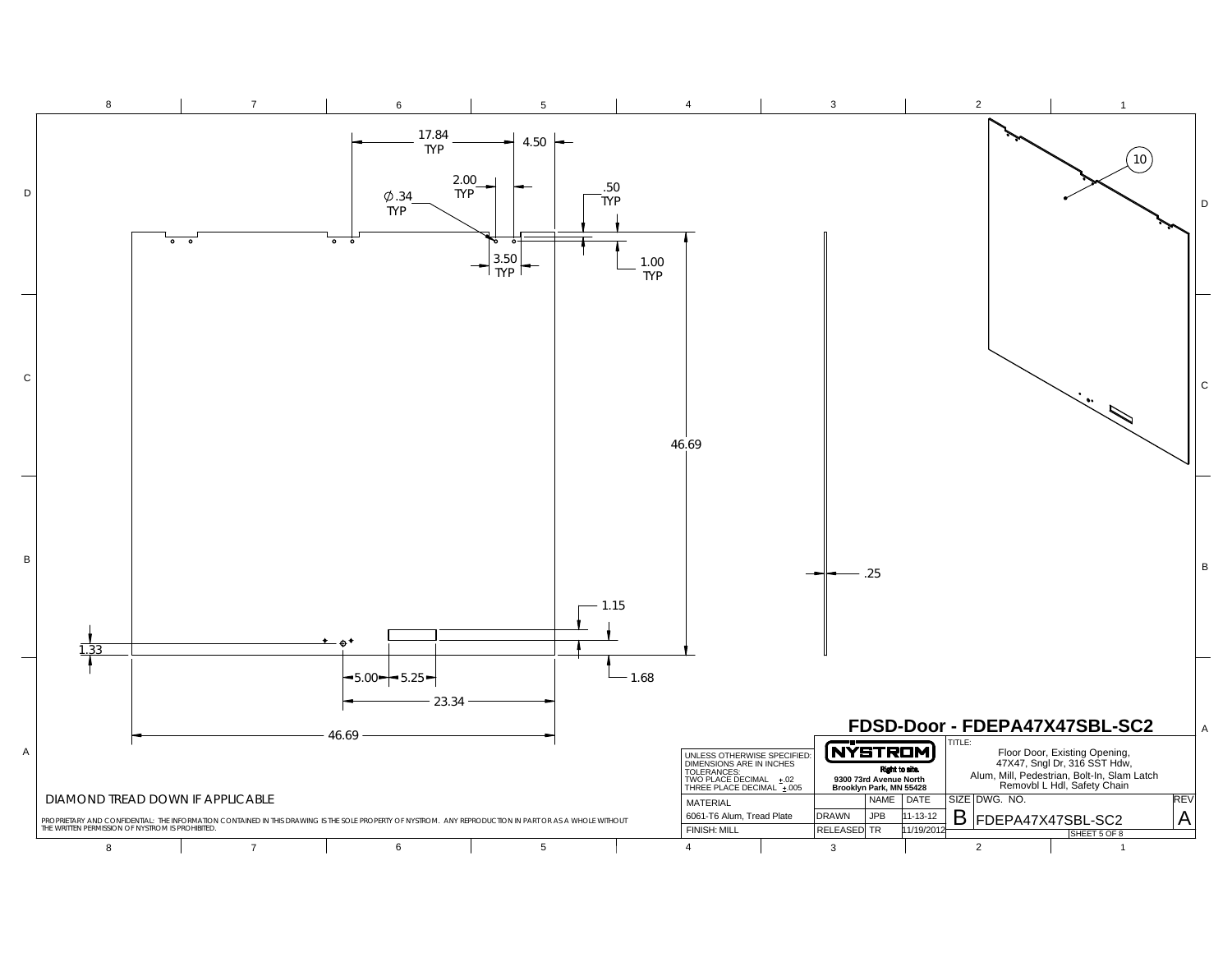# FDSD-Door - FDEPA47X47SBL-SC2

17.84 TYP

4.50

2.00 TYP

∅.34 TYP

.50 TYP

3.50 TYP

1.00 TYP

46.69

.25

1.15

1.33

5.00

5.25

1.68

23.34

46.69

10

DIAMOND TREAD DOWN IF APPLICABLE

PROPRIETARY AND CONFIDENTIAL: THE INFORMATION CONTAINED IN THIS DRAWING IS THE SOLE PROPERTY OF NYSTROM. ANY REPRODUCTION IN PART OR AS A WHOLE WITHOUT THE WRITTEN PERMISSION OF NYSTROM IS PROHIBITED.

UNLESS OTHERWISE SPECIFIED:
DIMENSIONS ARE IN INCHES
TOLERANCES:
TWO PLACE DECIMAL ±.02
THREE PLACE DECIMAL ±.005

NYSTROM
Right to size.
9300 73rd Avenue North
Brooklyn Park, MN 55428

TITLE:
Floor Door, Existing Opening, 47X47, Sngl Dr, 316 SST Hdw, Alum, Mill, Pedestrian, Bolt-In, Slam Latch Removbl L Hdl, Safety Chain

| MATERIAL | | NAME | DATE |
|---|---|---|---|
| 6061-T6 Alum, Tread Plate | DRAWN | JPB | 11-13-12 |
| FINISH: MILL | RELEASED | TR | 11/19/2012 |

| SIZE | DWG. NO. | REV |
|---|---|---|
| B | FDEPA47X47SBL-SC2 | A |

SHEET 5 OF 8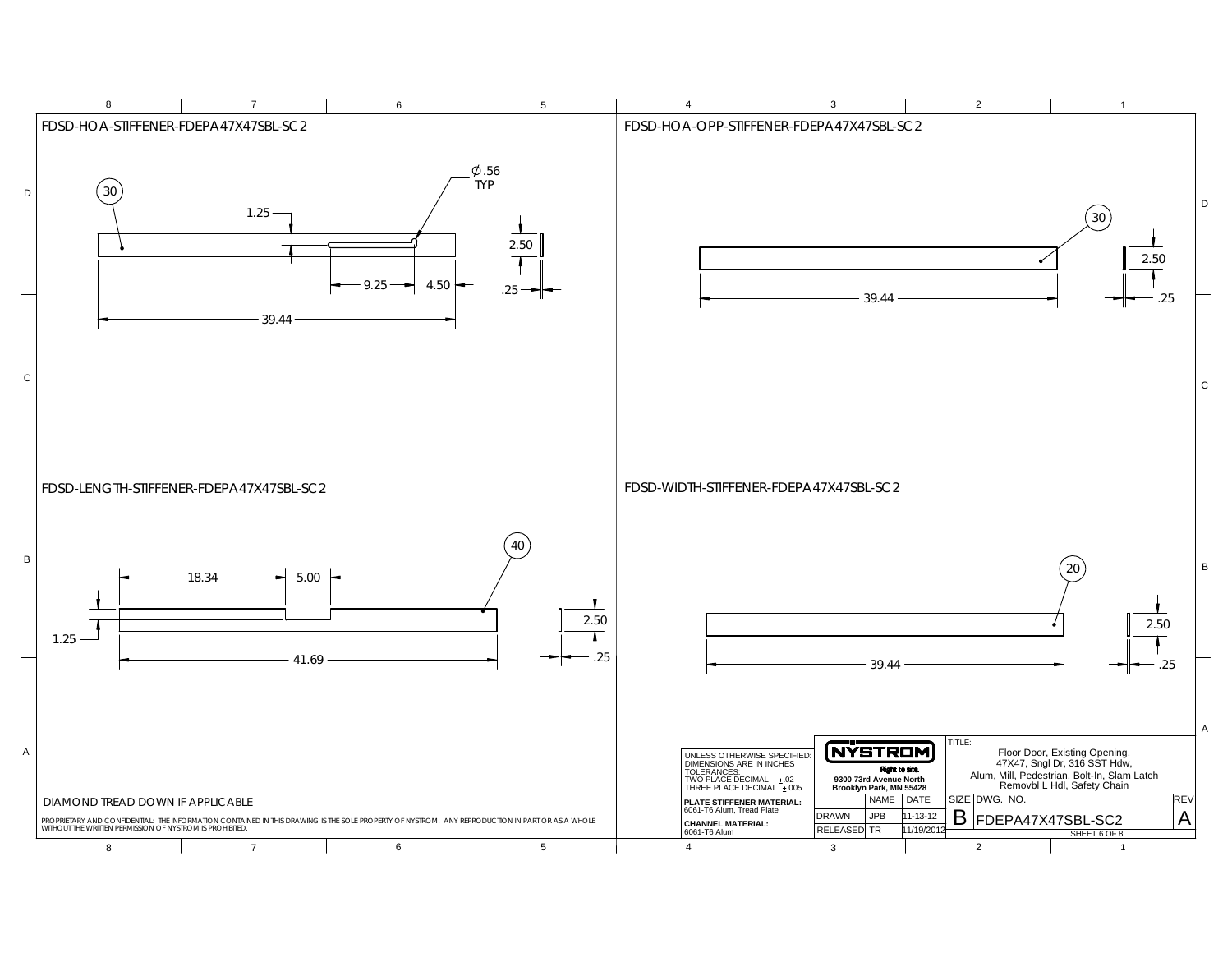## FDSD-HOA-STIFFENER-FDEPA47X47SBL-SC2

30

Ø .56 TYP

1.25

2.50

9.25

4.50

.25

39.44

## FDSD-HOA-OPP-STIFFENER-FDEPA47X47SBL-SC2

30

2.50

39.44

.25

## FDSD-LENGTH-STIFFENER-FDEPA47X47SBL-SC2

40

18.34

5.00

2.50

1.25

41.69

.25

## FDSD-WIDTH-STIFFENER-FDEPA47X47SBL-SC2

20

2.50

39.44

.25

DIAMOND TREAD DOWN IF APPLICABLE

PROPRIETARY AND CONFIDENTIAL: THE INFORMATION CONTAINED IN THIS DRAWING IS THE SOLE PROPERTY OF NYSTROM. ANY REPRODUCTION IN PART OR AS A WHOLE WITHOUT THE WRITTEN PERMISSION OF NYSTROM IS PROHIBITED.

UNLESS OTHERWISE SPECIFIED:
DIMENSIONS ARE IN INCHES
TOLERANCES:
TWO PLACE DECIMAL ±.02
THREE PLACE DECIMAL ±.005

**PLATE STIFFENER MATERIAL:**
6061-T6 Alum, Tread Plate

**CHANNEL MATERIAL:**
6061-T6 Alum

**NYSTROM**
Right to size.
9300 73rd Avenue North
Brooklyn Park, MN 55428

| | NAME | DATE |
|---|---|---|
| DRAWN | JPB | 11-13-12 |
| RELEASED | TR | 11/19/2012 |

TITLE:
Floor Door, Existing Opening, 47X47, Sngl Dr, 316 SST Hdw, Alum, Mill, Pedestrian, Bolt-In, Slam Latch Removbl L Hdl, Safety Chain

| SIZE | DWG. NO. | REV |
|---|---|---|
| B | FDEPA47X47SBL-SC2 | A |

SHEET 6 OF 8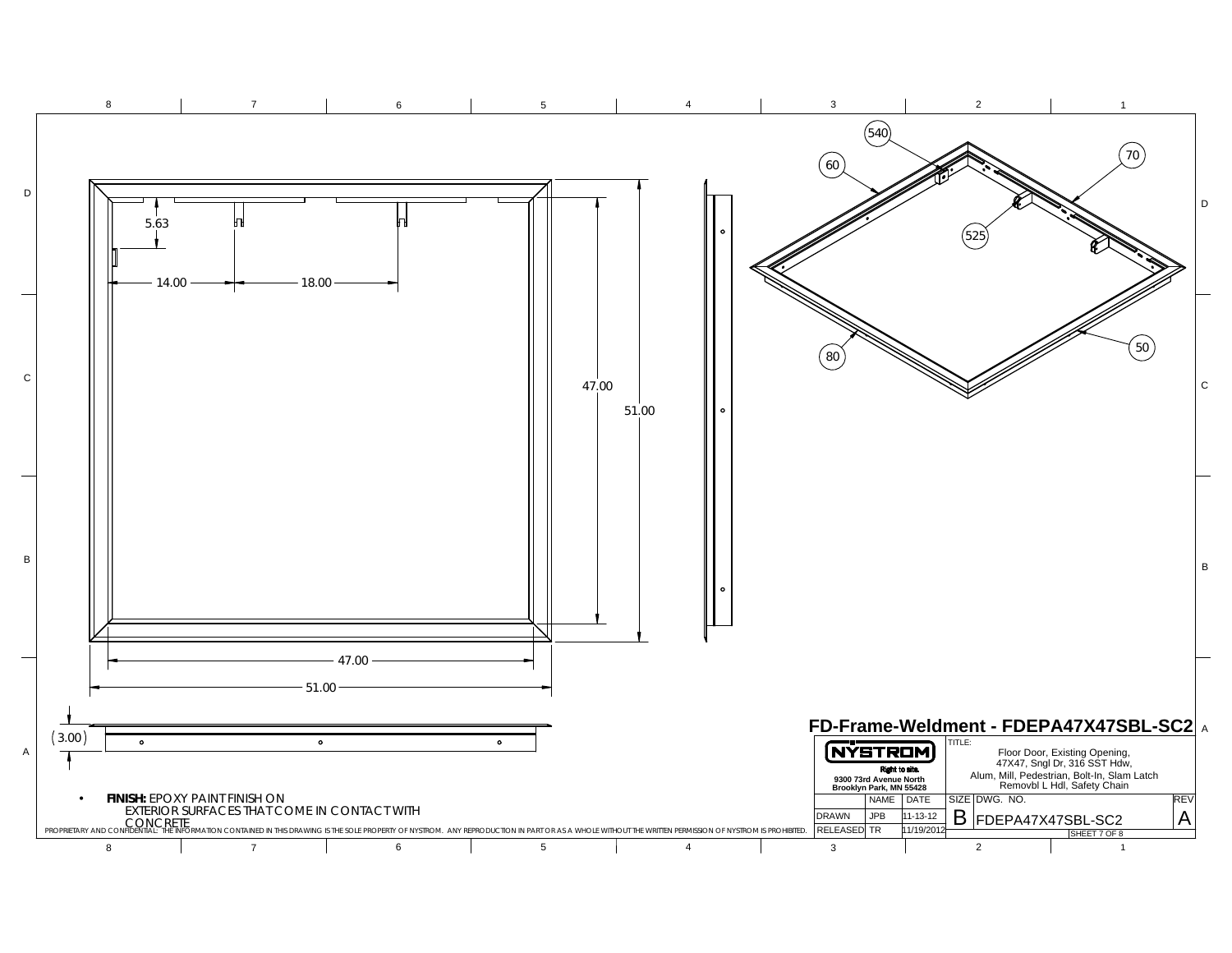# FD-Frame-Weldment - FDEPA47X47SBL-SC2

5.63

14.00

18.00

47.00

51.00

47.00

51.00

(3.00)

540

60

70

525

80

50

- **FINISH:** EPOXY PAINT FINISH ON EXTERIOR SURFACES THAT COME IN CONTACT WITH CONCRETE

PROPRIETARY AND CONFIDENTIAL: THE INFORMATION CONTAINED IN THIS DRAWING IS THE SOLE PROPERTY OF NYSTROM. ANY REPRODUCTION IN PART OR AS A WHOLE WITHOUT THE WRITTEN PERMISSION OF NYSTROM IS PROHIBITED.

**NYSTROM**
Right to size.
9300 73rd Avenue North
Brooklyn Park, MN 55428

TITLE: Floor Door, Existing Opening, 47X47, Sngl Dr, 316 SST Hdw, Alum, Mill, Pedestrian, Bolt-In, Slam Latch Removbl L Hdl, Safety Chain

| | NAME | DATE |
|---|---|---|
| DRAWN | JPB | 11-13-12 |
| RELEASED | TR | 11/19/2012 |

| SIZE | DWG. NO. | REV |
|---|---|---|
| B | FDEPA47X47SBL-SC2 | A |

SHEET 7 OF 8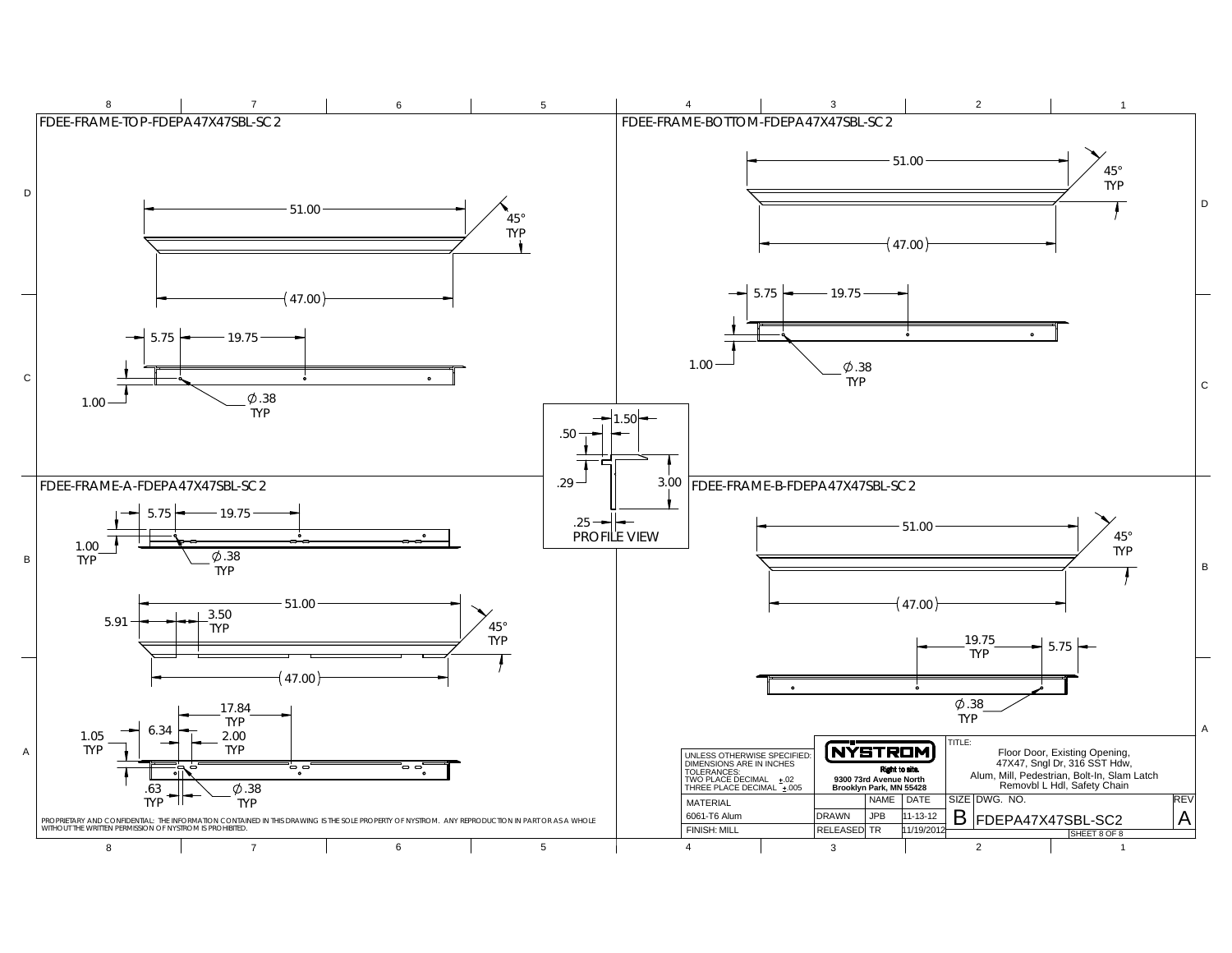## FDEE-FRAME-TOP-FDEPA47X47SBL-SC2

51.00

45° TYP

(47.00)

5.75 — 19.75

1.00

∅.38 TYP

## FDEE-FRAME-BOTTOM-FDEPA47X47SBL-SC2

51.00

45° TYP

(47.00)

5.75 — 19.75

1.00

∅.38 TYP

## PROFILE VIEW

1.50

.50

.29

3.00

.25

## FDEE-FRAME-A-FDEPA47X47SBL-SC2

5.75 — 19.75

1.00 TYP

∅.38 TYP

51.00

5.91

3.50 TYP

45° TYP

(47.00)

17.84 TYP

1.05 TYP

6.34

2.00 TYP

.63 TYP

∅.38 TYP

## FDEE-FRAME-B-FDEPA47X47SBL-SC2

51.00

45° TYP

(47.00)

19.75 TYP

5.75

∅.38 TYP

PROPRIETARY AND CONFIDENTIAL: THE INFORMATION CONTAINED IN THIS DRAWING IS THE SOLE PROPERTY OF NYSTROM. ANY REPRODUCTION IN PART OR AS A WHOLE WITHOUT THE WRITTEN PERMISSION OF NYSTROM IS PROHIBITED.

| UNLESS OTHERWISE SPECIFIED: DIMENSIONS ARE IN INCHES TOLERANCES: TWO PLACE DECIMAL ±.02 THREE PLACE DECIMAL ±.005 | NYSTROM Right to site. 9300 73rd Avenue North Brooklyn Park, MN 55428 | | | TITLE: Floor Door, Existing Opening, 47X47, Sngl Dr, 316 SST Hdw, Alum, Mill, Pedestrian, Bolt-In, Slam Latch Removbl L Hdl, Safety Chain | | |
|---|---|---|---|---|---|---|
| MATERIAL | | NAME | DATE | SIZE | DWG. NO. | REV |
| 6061-T6 Alum | DRAWN | JPB | 11-13-12 | B | FDEPA47X47SBL-SC2 | A |
| FINISH: MILL | RELEASED | TR | 11/19/2012 | | SHEET 8 OF 8 | |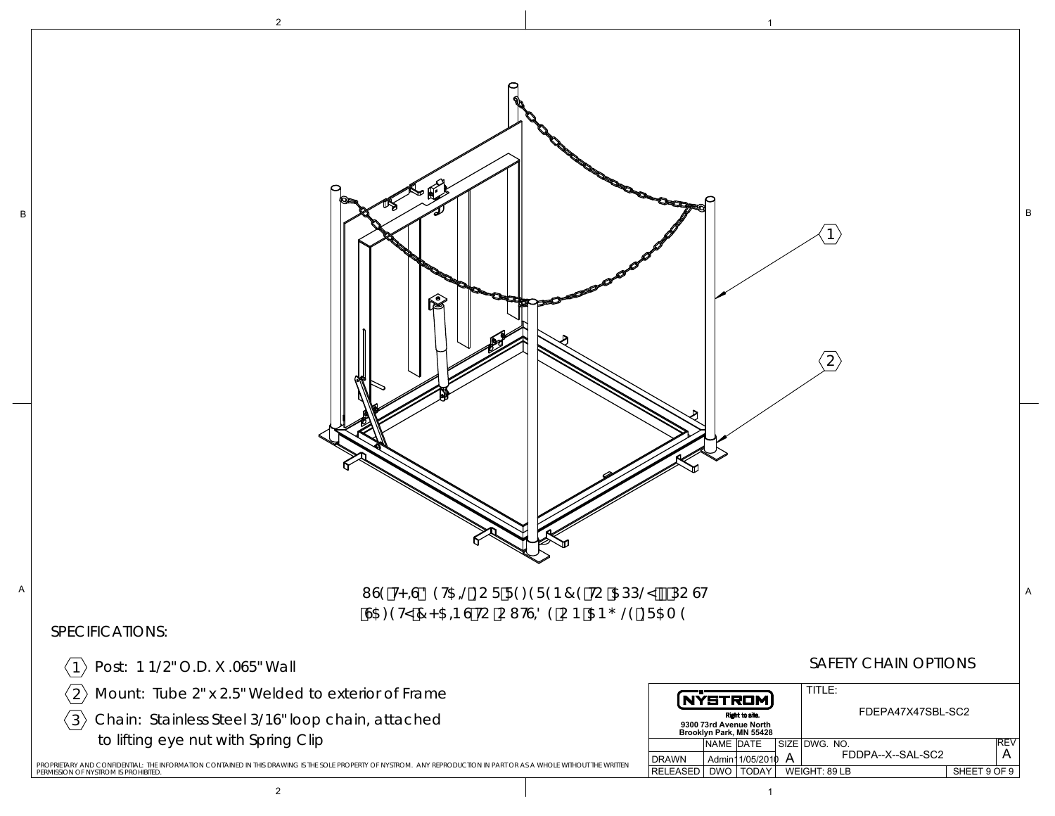USE THIS DETAIL FOR REFERENCE TO APPLY POST
SAFETY CHAINS TO OUTSIDE OF ANGLE FRAME

SPECIFICATIONS:

1. Post: 1 1/2" O.D. X .065" Wall
2. Mount: Tube 2" x 2.5" Welded to exterior of Frame
3. Chain: Stainless Steel 3/16" loop chain, attached to lifting eye nut with Spring Clip

SAFETY CHAIN OPTIONS

| NYSTROM Right to site. 9300 73rd Avenue North Brooklyn Park, MN 55428 | | | TITLE: FDEPA47X47SBL-SC2 | | |
| --- | --- | --- | --- | --- | --- |
| | NAME | DATE | SIZE | DWG. NO. | REV |
| DRAWN | Admin | 11/05/2010 | A | FDDPA--X--SAL-SC2 | A |
| RELEASED | DWO | TODAY | WEIGHT: 89 LB | | SHEET 9 OF 9 |

PROPRIETARY AND CONFIDENTIAL: THE INFORMATION CONTAINED IN THIS DRAWING IS THE SOLE PROPERTY OF NYSTROM. ANY REPRODUCTION IN PART OR AS A WHOLE WITHOUT THE WRITTEN PERMISSION OF NYSTROM IS PROHIBITED.